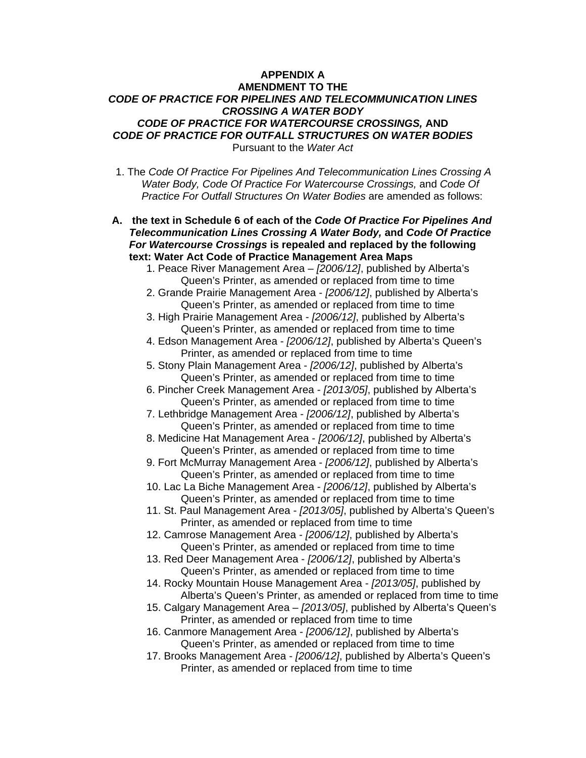# APPENDIX A
## AMENDMENT TO THE
## *CODE OF PRACTICE FOR PIPELINES AND TELECOMMUNICATION LINES CROSSING A WATER BODY*
## *CODE OF PRACTICE FOR WATERCOURSE CROSSINGS,* AND
## *CODE OF PRACTICE FOR OUTFALL STRUCTURES ON WATER BODIES*

Pursuant to the *Water Act*

1. The *Code Of Practice For Pipelines And Telecommunication Lines Crossing A Water Body, Code Of Practice For Watercourse Crossings,* and *Code Of Practice For Outfall Structures On Water Bodies* are amended as follows:

**A. the text in Schedule 6 of each of the *Code Of Practice For Pipelines And Telecommunication Lines Crossing A Water Body,* and *Code Of Practice For Watercourse Crossings* is repealed and replaced by the following text: Water Act Code of Practice Management Area Maps**

1. Peace River Management Area – *[2006/12]*, published by Alberta's Queen's Printer, as amended or replaced from time to time
2. Grande Prairie Management Area - *[2006/12]*, published by Alberta's Queen's Printer, as amended or replaced from time to time
3. High Prairie Management Area - *[2006/12]*, published by Alberta's Queen's Printer, as amended or replaced from time to time
4. Edson Management Area - *[2006/12]*, published by Alberta's Queen's Printer, as amended or replaced from time to time
5. Stony Plain Management Area - *[2006/12]*, published by Alberta's Queen's Printer, as amended or replaced from time to time
6. Pincher Creek Management Area - *[2013/05]*, published by Alberta's Queen's Printer, as amended or replaced from time to time
7. Lethbridge Management Area - *[2006/12]*, published by Alberta's Queen's Printer, as amended or replaced from time to time
8. Medicine Hat Management Area - *[2006/12]*, published by Alberta's Queen's Printer, as amended or replaced from time to time
9. Fort McMurray Management Area - *[2006/12]*, published by Alberta's Queen's Printer, as amended or replaced from time to time
10. Lac La Biche Management Area - *[2006/12]*, published by Alberta's Queen's Printer, as amended or replaced from time to time
11. St. Paul Management Area - *[2013/05]*, published by Alberta's Queen's Printer, as amended or replaced from time to time
12. Camrose Management Area - *[2006/12]*, published by Alberta's Queen's Printer, as amended or replaced from time to time
13. Red Deer Management Area - *[2006/12]*, published by Alberta's Queen's Printer, as amended or replaced from time to time
14. Rocky Mountain House Management Area - *[2013/05]*, published by Alberta's Queen's Printer, as amended or replaced from time to time
15. Calgary Management Area – *[2013/05]*, published by Alberta's Queen's Printer, as amended or replaced from time to time
16. Canmore Management Area - *[2006/12]*, published by Alberta's Queen's Printer, as amended or replaced from time to time
17. Brooks Management Area - *[2006/12]*, published by Alberta's Queen's Printer, as amended or replaced from time to time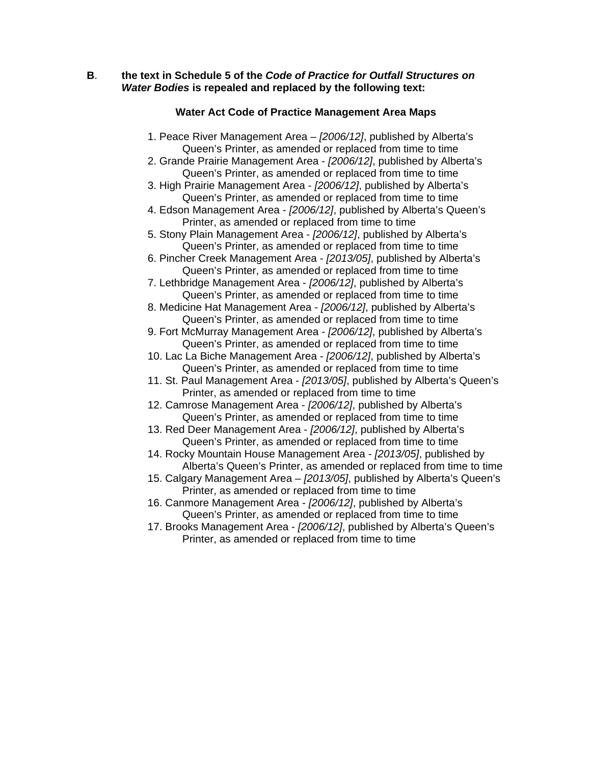**B**. **the text in Schedule 5 of the *Code of Practice for Outfall Structures on Water Bodies* is repealed and replaced by the following text:**

**Water Act Code of Practice Management Area Maps**

1. Peace River Management Area – *[2006/12]*, published by Alberta's Queen's Printer, as amended or replaced from time to time
2. Grande Prairie Management Area - *[2006/12]*, published by Alberta's Queen's Printer, as amended or replaced from time to time
3. High Prairie Management Area - *[2006/12]*, published by Alberta's Queen's Printer, as amended or replaced from time to time
4. Edson Management Area - *[2006/12]*, published by Alberta's Queen's Printer, as amended or replaced from time to time
5. Stony Plain Management Area - *[2006/12]*, published by Alberta's Queen's Printer, as amended or replaced from time to time
6. Pincher Creek Management Area - *[2013/05]*, published by Alberta's Queen's Printer, as amended or replaced from time to time
7. Lethbridge Management Area - *[2006/12]*, published by Alberta's Queen's Printer, as amended or replaced from time to time
8. Medicine Hat Management Area - *[2006/12]*, published by Alberta's Queen's Printer, as amended or replaced from time to time
9. Fort McMurray Management Area - *[2006/12]*, published by Alberta's Queen's Printer, as amended or replaced from time to time
10. Lac La Biche Management Area - *[2006/12]*, published by Alberta's Queen's Printer, as amended or replaced from time to time
11. St. Paul Management Area - *[2013/05]*, published by Alberta's Queen's Printer, as amended or replaced from time to time
12. Camrose Management Area - *[2006/12]*, published by Alberta's Queen's Printer, as amended or replaced from time to time
13. Red Deer Management Area - *[2006/12]*, published by Alberta's Queen's Printer, as amended or replaced from time to time
14. Rocky Mountain House Management Area - *[2013/05]*, published by Alberta's Queen's Printer, as amended or replaced from time to time
15. Calgary Management Area – *[2013/05]*, published by Alberta's Queen's Printer, as amended or replaced from time to time
16. Canmore Management Area - *[2006/12]*, published by Alberta's Queen's Printer, as amended or replaced from time to time
17. Brooks Management Area - *[2006/12]*, published by Alberta's Queen's Printer, as amended or replaced from time to time